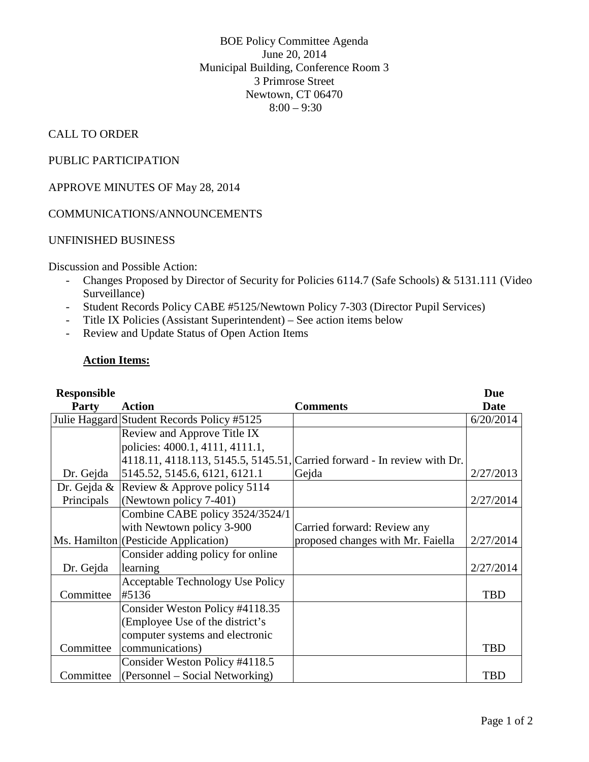BOE Policy Committee Agenda
June 20, 2014
Municipal Building, Conference Room 3
3 Primrose Street
Newtown, CT 06470
8:00 – 9:30

CALL TO ORDER

PUBLIC PARTICIPATION

APPROVE MINUTES OF May 28, 2014

COMMUNICATIONS/ANNOUNCEMENTS

UNFINISHED BUSINESS

Discussion and Possible Action:

- Changes Proposed by Director of Security for Policies 6114.7 (Safe Schools) & 5131.111 (Video Surveillance)
- Student Records Policy CABE #5125/Newtown Policy 7-303 (Director Pupil Services)
- Title IX Policies (Assistant Superintendent) – See action items below
- Review and Update Status of Open Action Items

**Action Items:**

| Responsible Party | Action | Comments | Due Date |
|---|---|---|---|
| Julie Haggard | Student Records Policy #5125 | | 6/20/2014 |
| Dr. Gejda | Review and Approve Title IX policies: 4000.1, 4111, 4111.1, 4118.11, 4118.113, 5145.5, 5145.51, 5145.52, 5145.6, 6121, 6121.1 | Carried forward - In review with Dr. Gejda | 2/27/2013 |
| Dr. Gejda & Principals | Review & Approve policy 5114 (Newtown policy 7-401) | | 2/27/2014 |
| Ms. Hamilton | Combine CABE policy 3524/3524/1 with Newtown policy 3-900 (Pesticide Application) | Carried forward: Review any proposed changes with Mr. Faiella | 2/27/2014 |
| Dr. Gejda | Consider adding policy for online learning | | 2/27/2014 |
| Committee | Acceptable Technology Use Policy #5136 | | TBD |
| Committee | Consider Weston Policy #4118.35 (Employee Use of the district's computer systems and electronic communications) | | TBD |
| Committee | Consider Weston Policy #4118.5 (Personnel – Social Networking) | | TBD |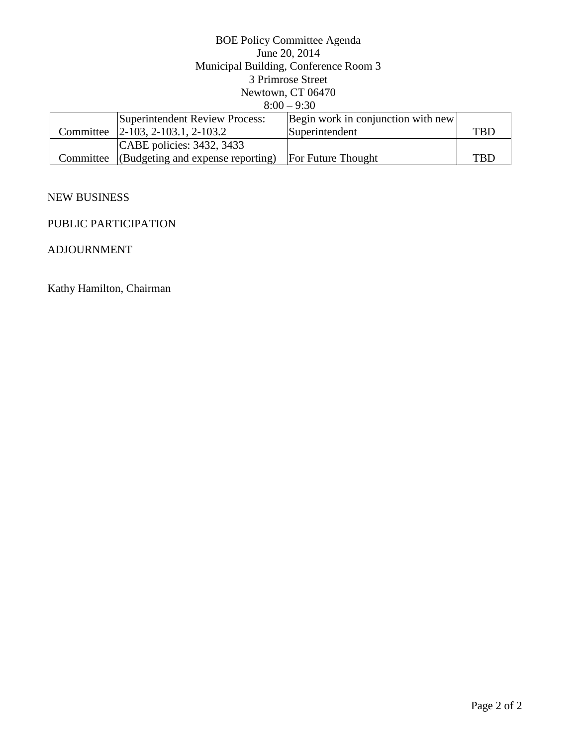BOE Policy Committee Agenda
June 20, 2014
Municipal Building, Conference Room 3
3 Primrose Street
Newtown, CT 06470
8:00 – 9:30

| | | | |
|---|---|---|---|
| Committee | Superintendent Review Process: 2-103, 2-103.1, 2-103.2 | Begin work in conjunction with new Superintendent | TBD |
| Committee | CABE policies: 3432, 3433 (Budgeting and expense reporting) | For Future Thought | TBD |

NEW BUSINESS

PUBLIC PARTICIPATION

ADJOURNMENT

Kathy Hamilton, Chairman